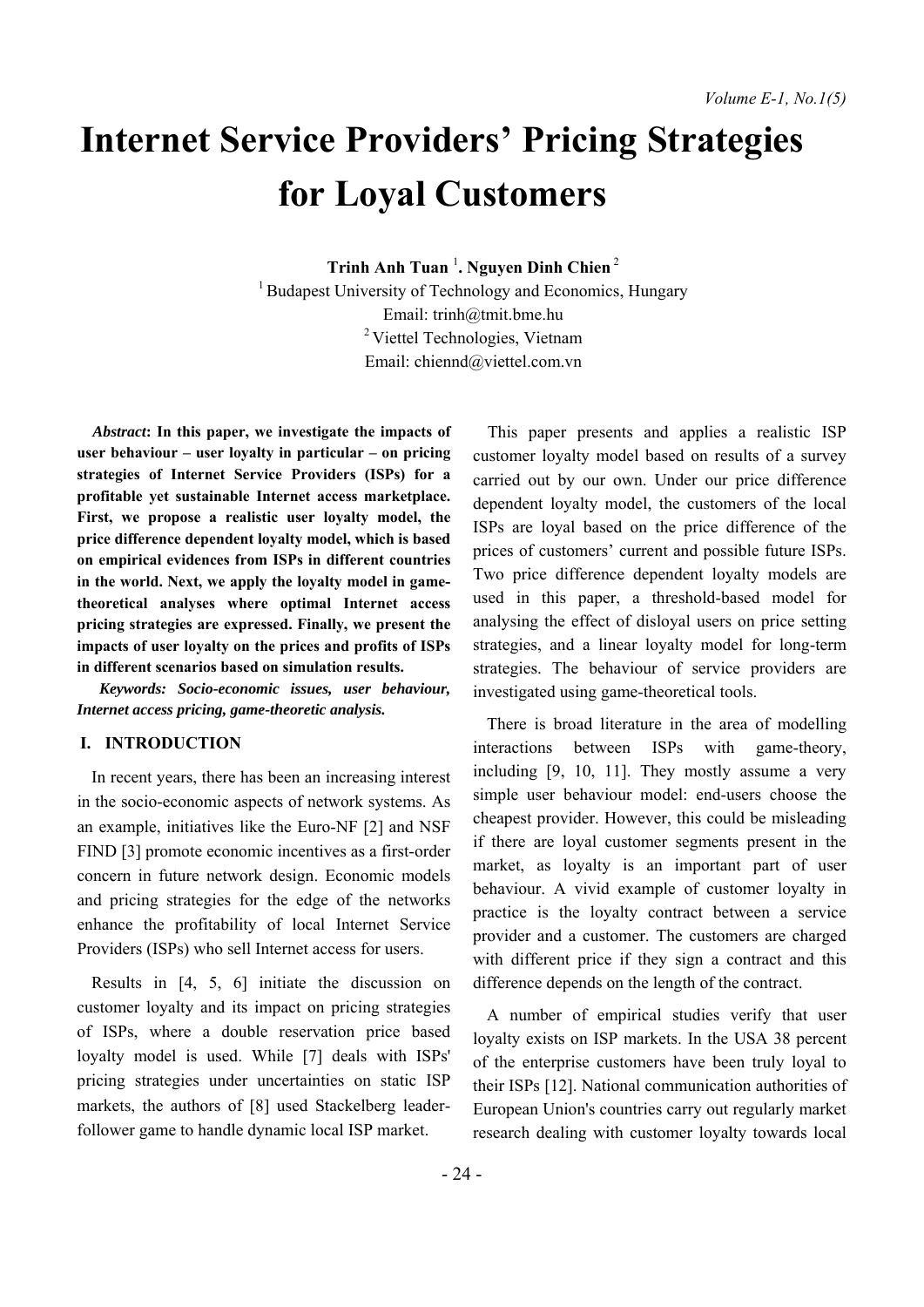# Internet Service Providers' Pricing Strategies for Loyal Customers

**Trinh Anh Tuan** [1]**. Nguyen Dinh Chien** [2]

[1] Budapest University of Technology and Economics, Hungary
Email: trinh@tmit.bme.hu
[2] Viettel Technologies, Vietnam
Email: chiennd@viettel.com.vn

***Abstract*: In this paper, we investigate the impacts of user behaviour – user loyalty in particular – on pricing strategies of Internet Service Providers (ISPs) for a profitable yet sustainable Internet access marketplace. First, we propose a realistic user loyalty model, the price difference dependent loyalty model, which is based on empirical evidences from ISPs in different countries in the world. Next, we apply the loyalty model in game-theoretical analyses where optimal Internet access pricing strategies are expressed. Finally, we present the impacts of user loyalty on the prices and profits of ISPs in different scenarios based on simulation results.**

***Keywords: Socio-economic issues, user behaviour, Internet access pricing, game-theoretic analysis.***

## I. INTRODUCTION

In recent years, there has been an increasing interest in the socio-economic aspects of network systems. As an example, initiatives like the Euro-NF [2] and NSF FIND [3] promote economic incentives as a first-order concern in future network design. Economic models and pricing strategies for the edge of the networks enhance the profitability of local Internet Service Providers (ISPs) who sell Internet access for users.

Results in [4, 5, 6] initiate the discussion on customer loyalty and its impact on pricing strategies of ISPs, where a double reservation price based loyalty model is used. While [7] deals with ISPs' pricing strategies under uncertainties on static ISP markets, the authors of [8] used Stackelberg leader-follower game to handle dynamic local ISP market.

This paper presents and applies a realistic ISP customer loyalty model based on results of a survey carried out by our own. Under our price difference dependent loyalty model, the customers of the local ISPs are loyal based on the price difference of the prices of customers' current and possible future ISPs. Two price difference dependent loyalty models are used in this paper, a threshold-based model for analysing the effect of disloyal users on price setting strategies, and a linear loyalty model for long-term strategies. The behaviour of service providers are investigated using game-theoretical tools.

There is broad literature in the area of modelling interactions between ISPs with game-theory, including [9, 10, 11]. They mostly assume a very simple user behaviour model: end-users choose the cheapest provider. However, this could be misleading if there are loyal customer segments present in the market, as loyalty is an important part of user behaviour. A vivid example of customer loyalty in practice is the loyalty contract between a service provider and a customer. The customers are charged with different price if they sign a contract and this difference depends on the length of the contract.

A number of empirical studies verify that user loyalty exists on ISP markets. In the USA 38 percent of the enterprise customers have been truly loyal to their ISPs [12]. National communication authorities of European Union's countries carry out regularly market research dealing with customer loyalty towards local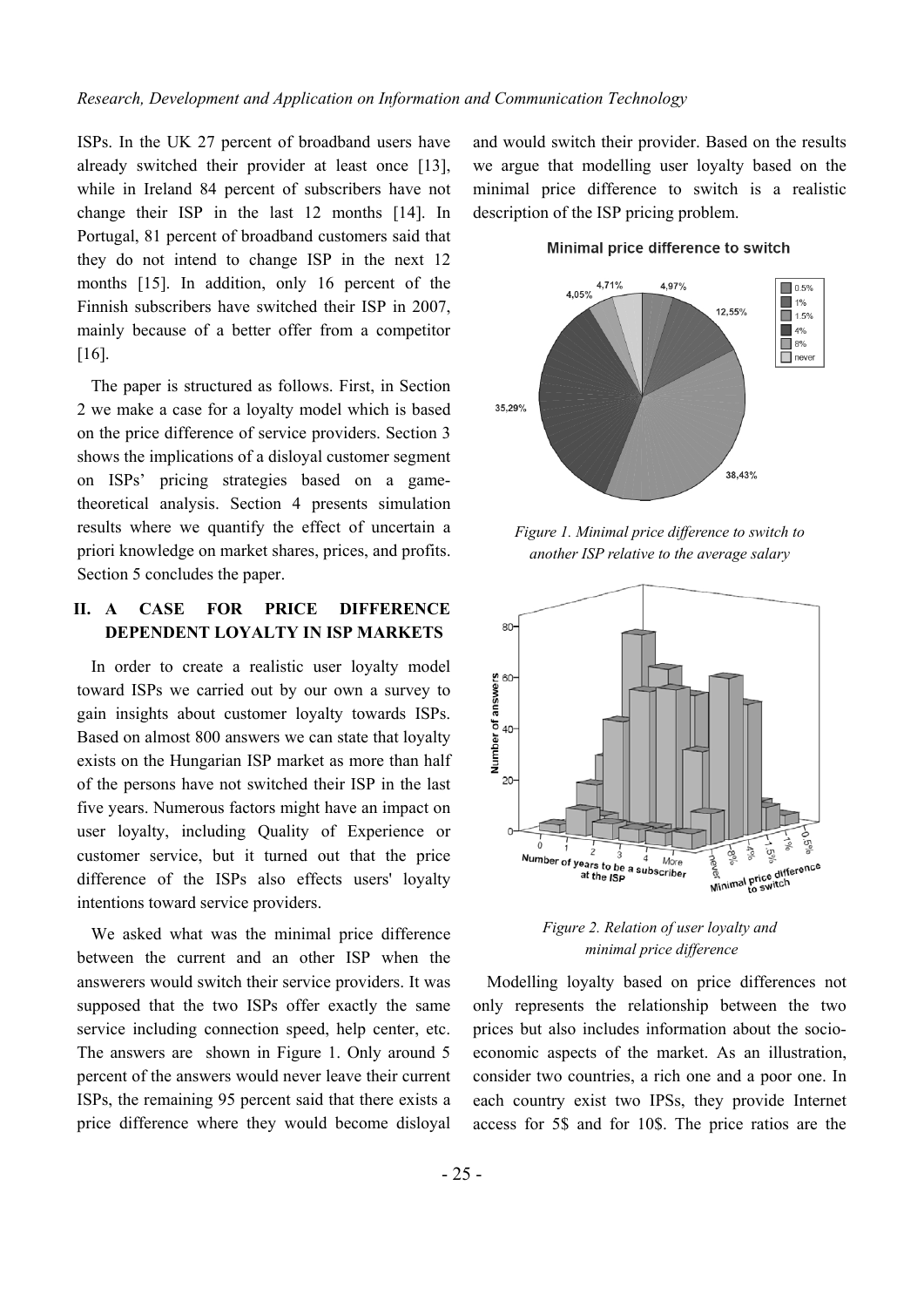ISPs. In the UK 27 percent of broadband users have already switched their provider at least once [13], while in Ireland 84 percent of subscribers have not change their ISP in the last 12 months [14]. In Portugal, 81 percent of broadband customers said that they do not intend to change ISP in the next 12 months [15]. In addition, only 16 percent of the Finnish subscribers have switched their ISP in 2007, mainly because of a better offer from a competitor [16].

The paper is structured as follows. First, in Section 2 we make a case for a loyalty model which is based on the price difference of service providers. Section 3 shows the implications of a disloyal customer segment on ISPs' pricing strategies based on a game-theoretical analysis. Section 4 presents simulation results where we quantify the effect of uncertain a priori knowledge on market shares, prices, and profits. Section 5 concludes the paper.

## II. A CASE FOR PRICE DIFFERENCE DEPENDENT LOYALTY IN ISP MARKETS

In order to create a realistic user loyalty model toward ISPs we carried out by our own a survey to gain insights about customer loyalty towards ISPs. Based on almost 800 answers we can state that loyalty exists on the Hungarian ISP market as more than half of the persons have not switched their ISP in the last five years. Numerous factors might have an impact on user loyalty, including Quality of Experience or customer service, but it turned out that the price difference of the ISPs also effects users' loyalty intentions toward service providers.

We asked what was the minimal price difference between the current and an other ISP when the answerers would switch their service providers. It was supposed that the two ISPs offer exactly the same service including connection speed, help center, etc. The answers are shown in Figure 1. Only around 5 percent of the answers would never leave their current ISPs, the remaining 95 percent said that there exists a price difference where they would become disloyal and would switch their provider. Based on the results we argue that modelling user loyalty based on the minimal price difference to switch is a realistic description of the ISP pricing problem.

*Figure 1. Minimal price difference to switch to another ISP relative to the average salary*

*Figure 2. Relation of user loyalty and minimal price difference*

Modelling loyalty based on price differences not only represents the relationship between the two prices but also includes information about the socio-economic aspects of the market. As an illustration, consider two countries, a rich one and a poor one. In each country exist two IPSs, they provide Internet access for 5$ and for 10$. The price ratios are the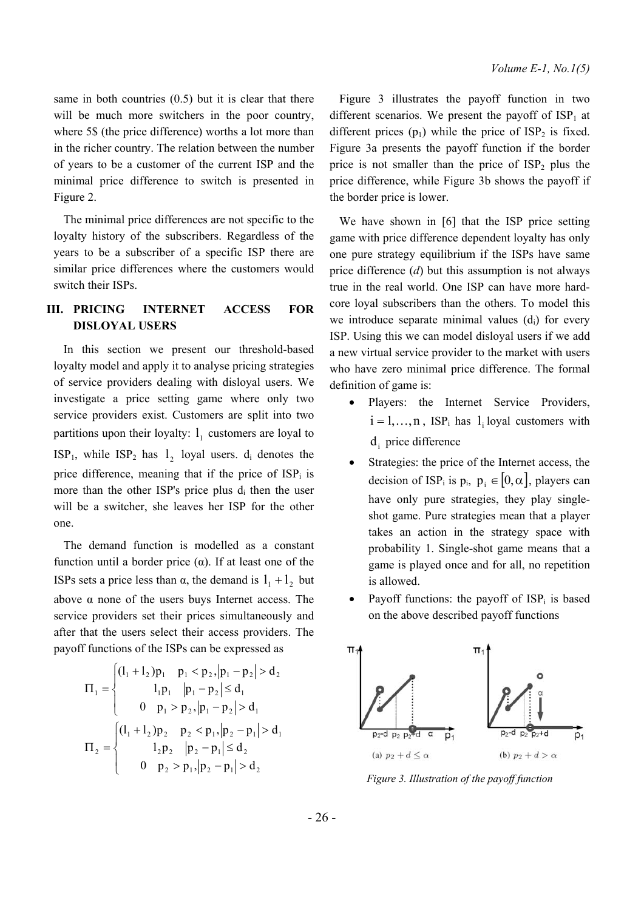same in both countries (0.5) but it is clear that there will be much more switchers in the poor country, where 5$ (the price difference) worths a lot more than in the richer country. The relation between the number of years to be a customer of the current ISP and the minimal price difference to switch is presented in Figure 2.

The minimal price differences are not specific to the loyalty history of the subscribers. Regardless of the years to be a subscriber of a specific ISP there are similar price differences where the customers would switch their ISPs.

## III. PRICING INTERNET ACCESS FOR DISLOYAL USERS

In this section we present our threshold-based loyalty model and apply it to analyse pricing strategies of service providers dealing with disloyal users. We investigate a price setting game where only two service providers exist. Customers are split into two partitions upon their loyalty: $l_1$ customers are loyal to ISP$_1$, while ISP$_2$ has $l_2$ loyal users. $d_i$ denotes the price difference, meaning that if the price of ISP$_i$ is more than the other ISP's price plus $d_i$ then the user will be a switcher, she leaves her ISP for the other one.

The demand function is modelled as a constant function until a border price (α). If at least one of the ISPs sets a price less than α, the demand is $l_1 + l_2$ but above α none of the users buys Internet access. The service providers set their prices simultaneously and after that the users select their access providers. The payoff functions of the ISPs can be expressed as

$$\Pi_1 = \begin{cases} (l_1 + l_2)p_1 & p_1 < p_2, |p_1 - p_2| > d_2 \\ l_1 p_1 & |p_1 - p_2| \le d_1 \\ 0 & p_1 > p_2, |p_1 - p_2| > d_1 \end{cases}$$

$$\Pi_2 = \begin{cases} (l_1 + l_2)p_2 & p_2 < p_1, |p_2 - p_1| > d_1 \\ l_2 p_2 & |p_2 - p_1| \le d_2 \\ 0 & p_2 > p_1, |p_2 - p_1| > d_2 \end{cases}$$

Figure 3 illustrates the payoff function in two different scenarios. We present the payoff of ISP$_1$ at different prices ($p_1$) while the price of ISP$_2$ is fixed. Figure 3a presents the payoff function if the border price is not smaller than the price of ISP$_2$ plus the price difference, while Figure 3b shows the payoff if the border price is lower.

We have shown in [6] that the ISP price setting game with price difference dependent loyalty has only one pure strategy equilibrium if the ISPs have same price difference (*d*) but this assumption is not always true in the real world. One ISP can have more hard-core loyal subscribers than the others. To model this we introduce separate minimal values ($d_i$) for every ISP. Using this we can model disloyal users if we add a new virtual service provider to the market with users who have zero minimal price difference. The formal definition of game is:

- Players: the Internet Service Providers, $i = 1, \ldots, n$, ISP$_i$ has $l_i$ loyal customers with $d_i$ price difference
- Strategies: the price of the Internet access, the decision of ISP$_i$ is $p_i$, $p_i \in [0, \alpha]$, players can have only pure strategies, they play single-shot game. Pure strategies mean that a player takes an action in the strategy space with probability 1. Single-shot game means that a game is played once and for all, no repetition is allowed.
- Payoff functions: the payoff of ISP$_i$ is based on the above described payoff functions

(a) $p_2 + d \le \alpha$ (b) $p_2 + d > \alpha$

*Figure 3. Illustration of the payoff function*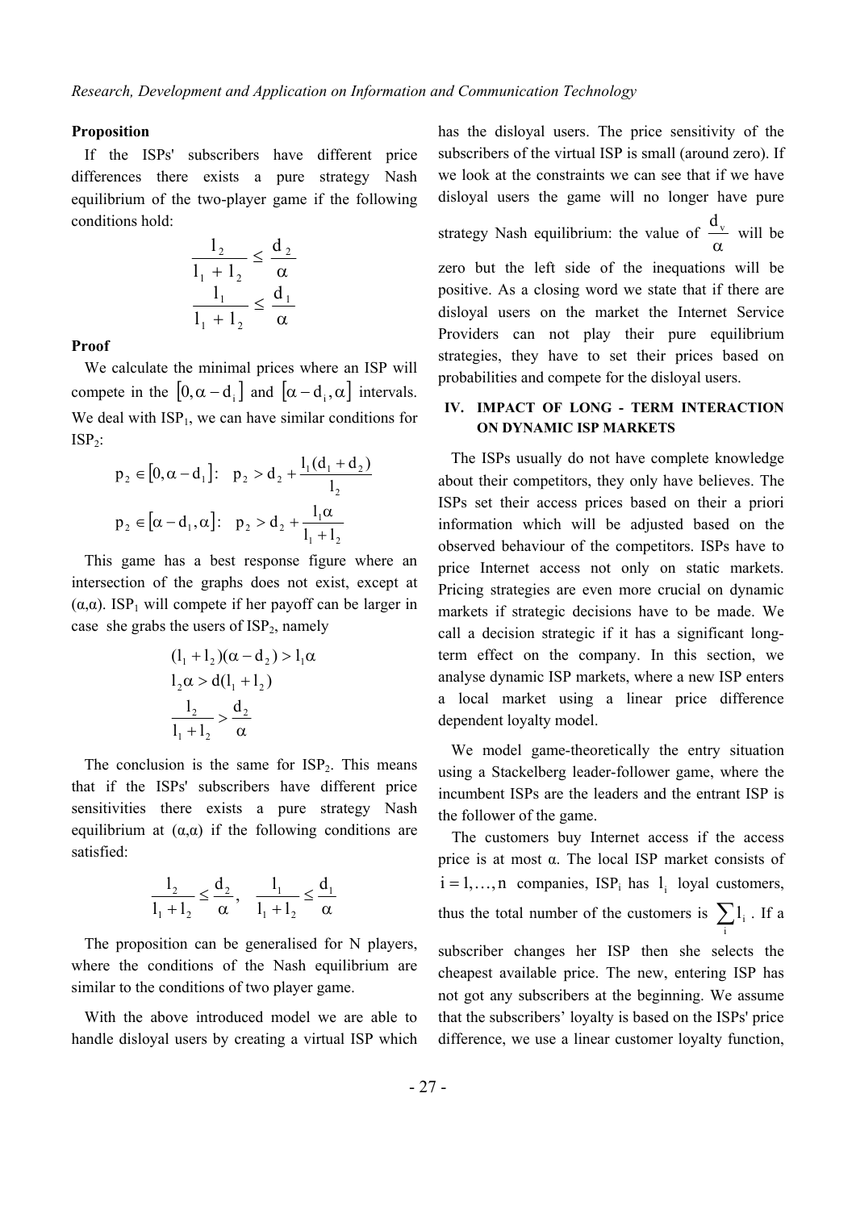**Proposition**

If the ISPs' subscribers have different price differences there exists a pure strategy Nash equilibrium of the two-player game if the following conditions hold:

$$\frac{l_2}{l_1 + l_2} \leq \frac{d_2}{\alpha}$$

$$\frac{l_1}{l_1 + l_2} \leq \frac{d_1}{\alpha}$$

**Proof**

We calculate the minimal prices where an ISP will compete in the $[0, \alpha - d_i]$ and $[\alpha - d_i, \alpha]$ intervals. We deal with $ISP_1$, we can have similar conditions for $ISP_2$:

$$p_2 \in [0, \alpha - d_1]: \quad p_2 > d_2 + \frac{l_1(d_1 + d_2)}{l_2}$$

$$p_2 \in [\alpha - d_1, \alpha]: \quad p_2 > d_2 + \frac{l_1 \alpha}{l_1 + l_2}$$

This game has a best response figure where an intersection of the graphs does not exist, except at (α,α). $ISP_1$ will compete if her payoff can be larger in case she grabs the users of $ISP_2$, namely

$$(l_1 + l_2)(\alpha - d_2) > l_1 \alpha$$

$$l_2 \alpha > d(l_1 + l_2)$$

$$\frac{l_2}{l_1 + l_2} > \frac{d_2}{\alpha}$$

The conclusion is the same for $ISP_2$. This means that if the ISPs' subscribers have different price sensitivities there exists a pure strategy Nash equilibrium at (α,α) if the following conditions are satisfied:

$$\frac{l_2}{l_1 + l_2} \leq \frac{d_2}{\alpha}, \quad \frac{l_1}{l_1 + l_2} \leq \frac{d_1}{\alpha}$$

The proposition can be generalised for N players, where the conditions of the Nash equilibrium are similar to the conditions of two player game.

With the above introduced model we are able to handle disloyal users by creating a virtual ISP which has the disloyal users. The price sensitivity of the subscribers of the virtual ISP is small (around zero). If we look at the constraints we can see that if we have disloyal users the game will no longer have pure strategy Nash equilibrium: the value of $\frac{d_v}{\alpha}$ will be zero but the left side of the inequations will be positive. As a closing word we state that if there are disloyal users on the market the Internet Service Providers can not play their pure equilibrium strategies, they have to set their prices based on probabilities and compete for the disloyal users.

## IV. IMPACT OF LONG - TERM INTERACTION ON DYNAMIC ISP MARKETS

The ISPs usually do not have complete knowledge about their competitors, they only have believes. The ISPs set their access prices based on their a priori information which will be adjusted based on the observed behaviour of the competitors. ISPs have to price Internet access not only on static markets. Pricing strategies are even more crucial on dynamic markets if strategic decisions have to be made. We call a decision strategic if it has a significant long-term effect on the company. In this section, we analyse dynamic ISP markets, where a new ISP enters a local market using a linear price difference dependent loyalty model.

We model game-theoretically the entry situation using a Stackelberg leader-follower game, where the incumbent ISPs are the leaders and the entrant ISP is the follower of the game.

The customers buy Internet access if the access price is at most α. The local ISP market consists of $i = 1, \ldots, n$ companies, $ISP_i$ has $l_i$ loyal customers, thus the total number of the customers is $\sum_i l_i$. If a subscriber changes her ISP then she selects the cheapest available price. The new, entering ISP has not got any subscribers at the beginning. We assume that the subscribers' loyalty is based on the ISPs' price difference, we use a linear customer loyalty function,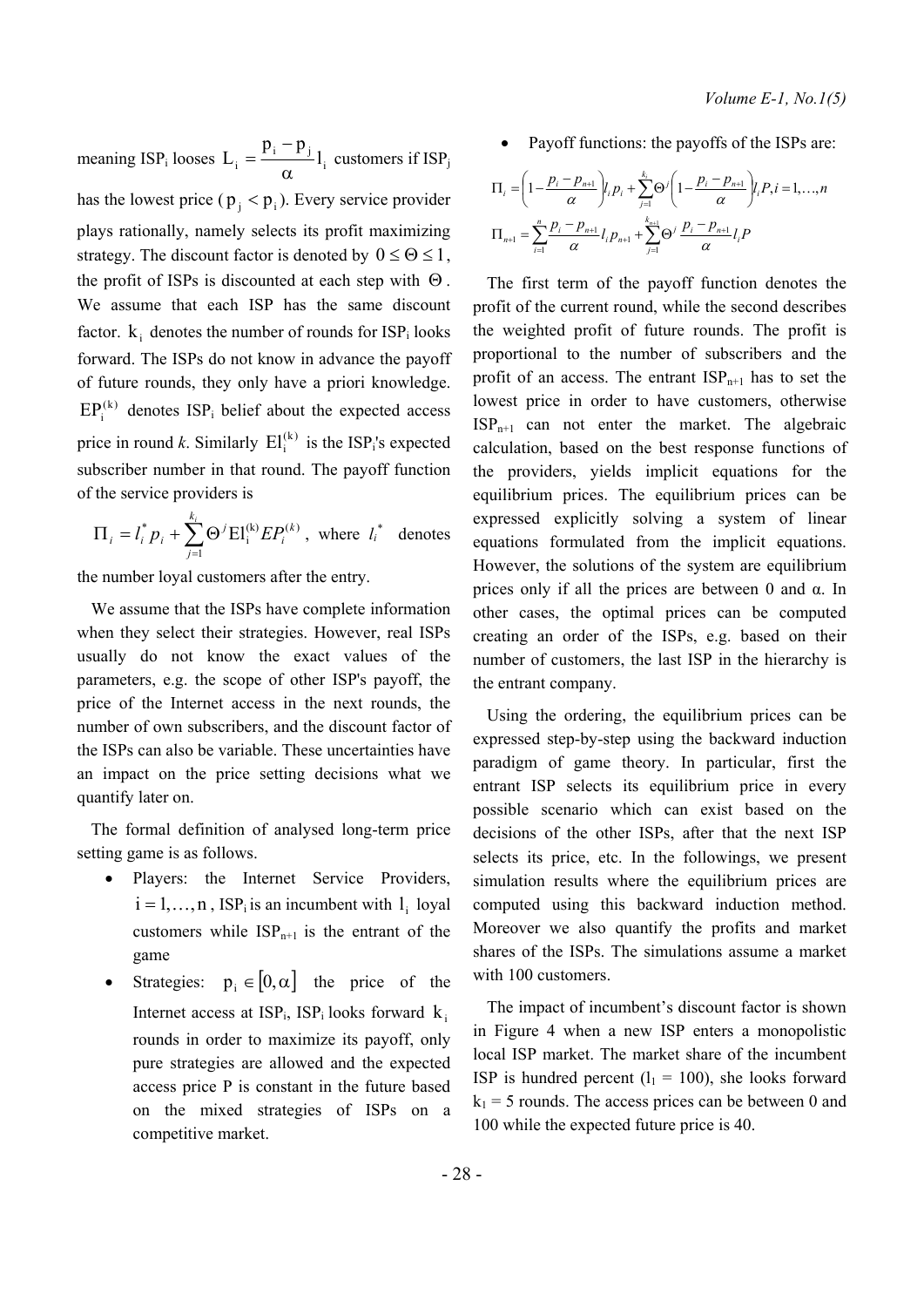meaning $ISP_i$ looses $L_i = \frac{p_i - p_j}{\alpha} l_i$ customers if $ISP_j$ has the lowest price ($p_j < p_i$). Every service provider plays rationally, namely selects its profit maximizing strategy. The discount factor is denoted by $0 \le \Theta \le 1$, the profit of ISPs is discounted at each step with $\Theta$. We assume that each ISP has the same discount factor. $k_i$ denotes the number of rounds for $ISP_i$ looks forward. The ISPs do not know in advance the payoff of future rounds, they only have a priori knowledge. $EP_i^{(k)}$ denotes $ISP_i$ belief about the expected access price in round *k*. Similarly $El_i^{(k)}$ is the $ISP_i$'s expected subscriber number in that round. The payoff function of the service providers is

$$\Pi_i = l_i^* p_i + \sum_{j=1}^{k_i} \Theta^j El_i^{(k)} EP_i^{(k)},$$ where $l_i^*$ denotes the number loyal customers after the entry.

We assume that the ISPs have complete information when they select their strategies. However, real ISPs usually do not know the exact values of the parameters, e.g. the scope of other ISP's payoff, the price of the Internet access in the next rounds, the number of own subscribers, and the discount factor of the ISPs can also be variable. These uncertainties have an impact on the price setting decisions what we quantify later on.

The formal definition of analysed long-term price setting game is as follows.

- Players: the Internet Service Providers, $i = 1, \ldots, n$, $ISP_i$ is an incumbent with $l_i$ loyal customers while $ISP_{n+1}$ is the entrant of the game
- Strategies: $p_i \in [0, \alpha]$ the price of the Internet access at $ISP_i$, $ISP_i$ looks forward $k_i$ rounds in order to maximize its payoff, only pure strategies are allowed and the expected access price P is constant in the future based on the mixed strategies of ISPs on a competitive market.
- Payoff functions: the payoffs of the ISPs are:

$$\Pi_i = \left(1 - \frac{p_i - p_{n+1}}{\alpha}\right) l_i p_i + \sum_{j=1}^{k_i} \Theta^j \left(1 - \frac{p_i - p_{n+1}}{\alpha}\right) l_i P, i = 1, \ldots, n$$

$$\Pi_{n+1} = \sum_{i=1}^{n} \frac{p_i - p_{n+1}}{\alpha} l_i p_{n+1} + \sum_{j=1}^{k_{n+1}} \Theta^j \frac{p_i - p_{n+1}}{\alpha} l_i P$$

The first term of the payoff function denotes the profit of the current round, while the second describes the weighted profit of future rounds. The profit is proportional to the number of subscribers and the profit of an access. The entrant $ISP_{n+1}$ has to set the lowest price in order to have customers, otherwise $ISP_{n+1}$ can not enter the market. The algebraic calculation, based on the best response functions of the providers, yields implicit equations for the equilibrium prices. The equilibrium prices can be expressed explicitly solving a system of linear equations formulated from the implicit equations. However, the solutions of the system are equilibrium prices only if all the prices are between 0 and α. In other cases, the optimal prices can be computed creating an order of the ISPs, e.g. based on their number of customers, the last ISP in the hierarchy is the entrant company.

Using the ordering, the equilibrium prices can be expressed step-by-step using the backward induction paradigm of game theory. In particular, first the entrant ISP selects its equilibrium price in every possible scenario which can exist based on the decisions of the other ISPs, after that the next ISP selects its price, etc. In the followings, we present simulation results where the equilibrium prices are computed using this backward induction method. Moreover we also quantify the profits and market shares of the ISPs. The simulations assume a market with 100 customers.

The impact of incumbent's discount factor is shown in Figure 4 when a new ISP enters a monopolistic local ISP market. The market share of the incumbent ISP is hundred percent ($l_1$ = 100), she looks forward $k_1$ = 5 rounds. The access prices can be between 0 and 100 while the expected future price is 40.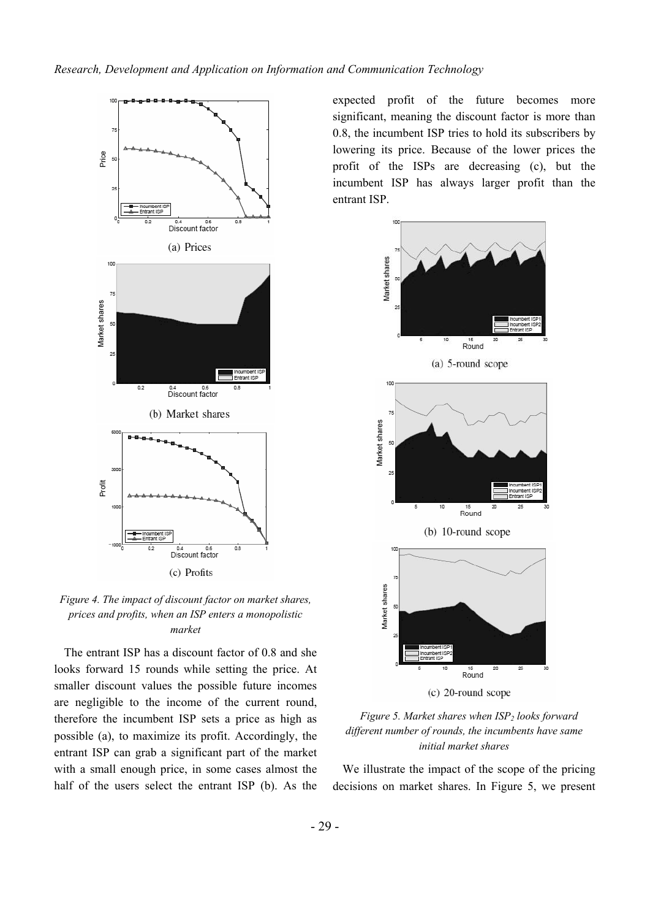(a) Prices

(b) Market shares

(c) Profits

*Figure 4. The impact of discount factor on market shares, prices and profits, when an ISP enters a monopolistic market*

The entrant ISP has a discount factor of 0.8 and she looks forward 15 rounds while setting the price. At smaller discount values the possible future incomes are negligible to the income of the current round, therefore the incumbent ISP sets a price as high as possible (a), to maximize its profit. Accordingly, the entrant ISP can grab a significant part of the market with a small enough price, in some cases almost the half of the users select the entrant ISP (b). As the expected profit of the future becomes more significant, meaning the discount factor is more than 0.8, the incumbent ISP tries to hold its subscribers by lowering its price. Because of the lower prices the profit of the ISPs are decreasing (c), but the incumbent ISP has always larger profit than the entrant ISP.

(a) 5-round scope

(b) 10-round scope

(c) 20-round scope

*Figure 5. Market shares when $ISP_2$ looks forward different number of rounds, the incumbents have same initial market shares*

We illustrate the impact of the scope of the pricing decisions on market shares. In Figure 5, we present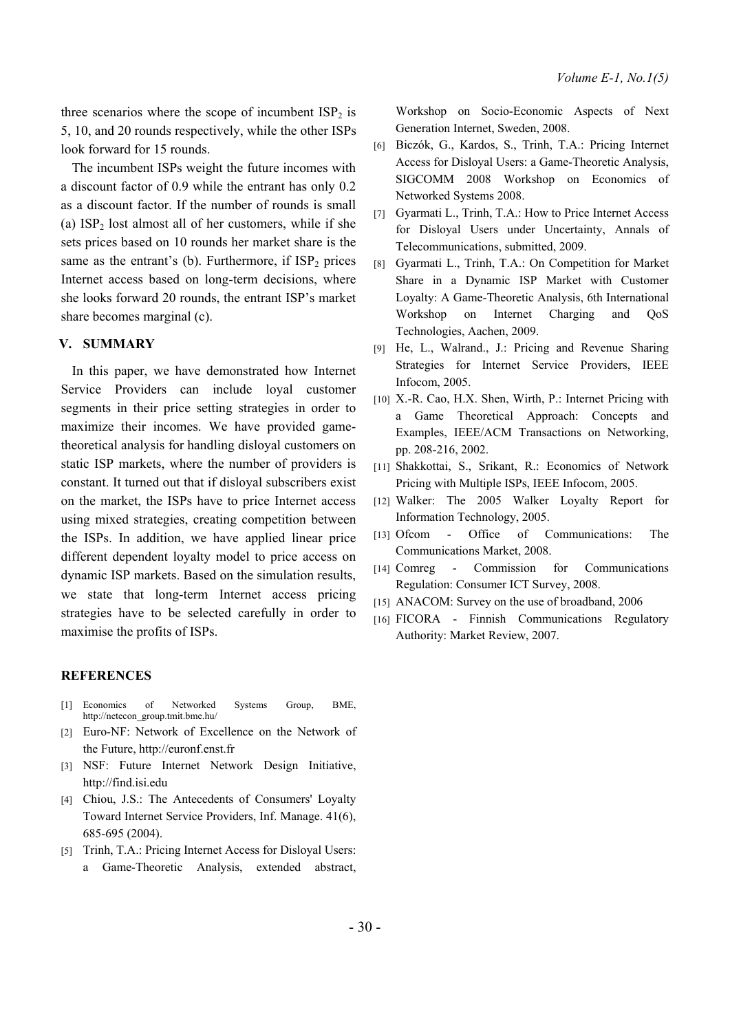three scenarios where the scope of incumbent $ISP_2$ is 5, 10, and 20 rounds respectively, while the other ISPs look forward for 15 rounds.

The incumbent ISPs weight the future incomes with a discount factor of 0.9 while the entrant has only 0.2 as a discount factor. If the number of rounds is small (a) $ISP_2$ lost almost all of her customers, while if she sets prices based on 10 rounds her market share is the same as the entrant's (b). Furthermore, if $ISP_2$ prices Internet access based on long-term decisions, where she looks forward 20 rounds, the entrant ISP's market share becomes marginal (c).

## V. SUMMARY

In this paper, we have demonstrated how Internet Service Providers can include loyal customer segments in their price setting strategies in order to maximize their incomes. We have provided game-theoretical analysis for handling disloyal customers on static ISP markets, where the number of providers is constant. It turned out that if disloyal subscribers exist on the market, the ISPs have to price Internet access using mixed strategies, creating competition between the ISPs. In addition, we have applied linear price different dependent loyalty model to price access on dynamic ISP markets. Based on the simulation results, we state that long-term Internet access pricing strategies have to be selected carefully in order to maximise the profits of ISPs.

## REFERENCES

[1] Economics of Networked Systems Group, BME, http://netecon_group.tmit.bme.hu/

[2] Euro-NF: Network of Excellence on the Network of the Future, http://euronf.enst.fr

[3] NSF: Future Internet Network Design Initiative, http://find.isi.edu

[4] Chiou, J.S.: The Antecedents of Consumers' Loyalty Toward Internet Service Providers, Inf. Manage. 41(6), 685-695 (2004).

[5] Trinh, T.A.: Pricing Internet Access for Disloyal Users: a Game-Theoretic Analysis, extended abstract, Workshop on Socio-Economic Aspects of Next Generation Internet, Sweden, 2008.

[6] Biczók, G., Kardos, S., Trinh, T.A.: Pricing Internet Access for Disloyal Users: a Game-Theoretic Analysis, SIGCOMM 2008 Workshop on Economics of Networked Systems 2008.

[7] Gyarmati L., Trinh, T.A.: How to Price Internet Access for Disloyal Users under Uncertainty, Annals of Telecommunications, submitted, 2009.

[8] Gyarmati L., Trinh, T.A.: On Competition for Market Share in a Dynamic ISP Market with Customer Loyalty: A Game-Theoretic Analysis, 6th International Workshop on Internet Charging and QoS Technologies, Aachen, 2009.

[9] He, L., Walrand., J.: Pricing and Revenue Sharing Strategies for Internet Service Providers, IEEE Infocom, 2005.

[10] X.-R. Cao, H.X. Shen, Wirth, P.: Internet Pricing with a Game Theoretical Approach: Concepts and Examples, IEEE/ACM Transactions on Networking, pp. 208-216, 2002.

[11] Shakkottai, S., Srikant, R.: Economics of Network Pricing with Multiple ISPs, IEEE Infocom, 2005.

[12] Walker: The 2005 Walker Loyalty Report for Information Technology, 2005.

[13] Ofcom - Office of Communications: The Communications Market, 2008.

[14] Comreg - Commission for Communications Regulation: Consumer ICT Survey, 2008.

[15] ANACOM: Survey on the use of broadband, 2006

[16] FICORA - Finnish Communications Regulatory Authority: Market Review, 2007.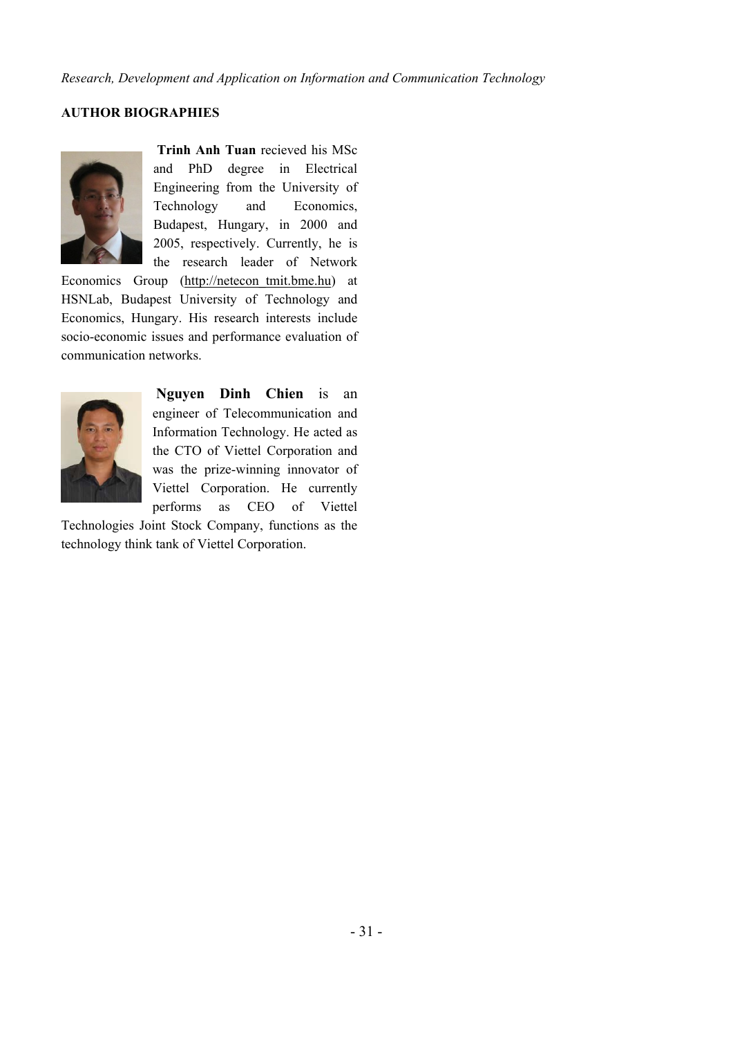## AUTHOR BIOGRAPHIES

**Trinh Anh Tuan** recieved his MSc and PhD degree in Electrical Engineering from the University of Technology and Economics, Budapest, Hungary, in 2000 and 2005, respectively. Currently, he is the research leader of Network Economics Group (http://netecon tmit.bme.hu) at HSNLab, Budapest University of Technology and Economics, Hungary. His research interests include socio-economic issues and performance evaluation of communication networks.

**Nguyen Dinh Chien** is an engineer of Telecommunication and Information Technology. He acted as the CTO of Viettel Corporation and was the prize-winning innovator of Viettel Corporation. He currently performs as CEO of Viettel Technologies Joint Stock Company, functions as the technology think tank of Viettel Corporation.